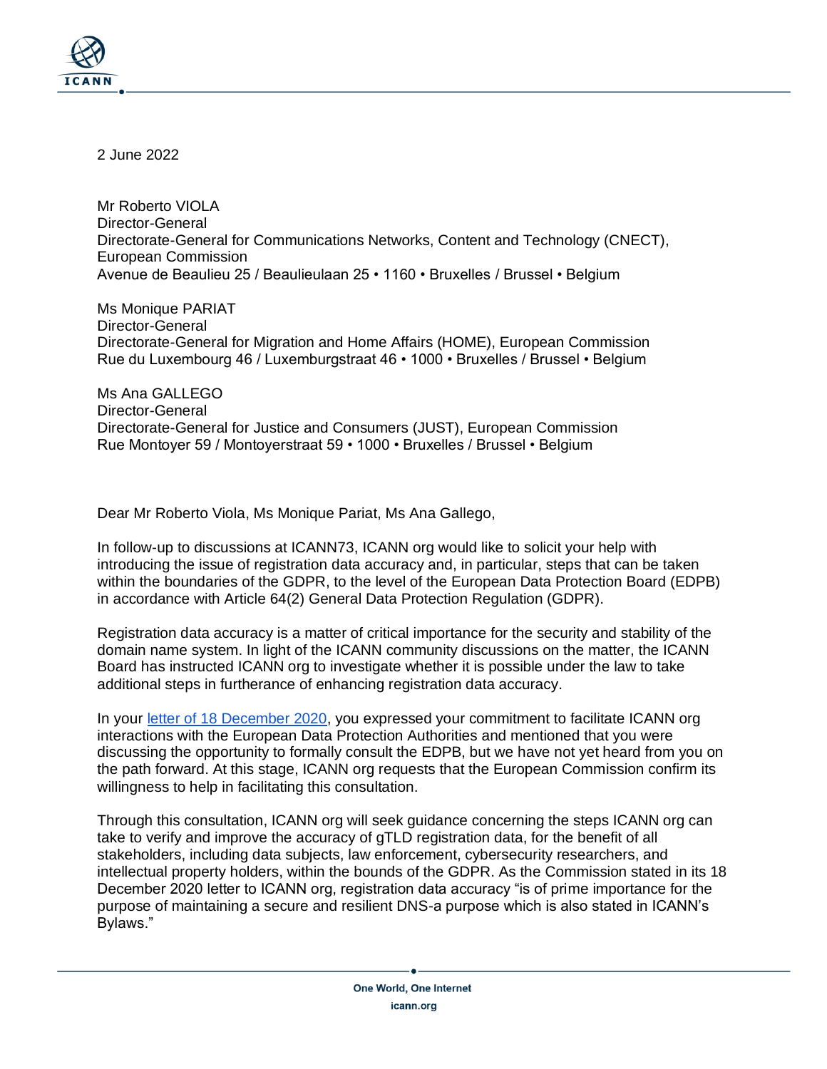2 June 2022

Mr Roberto VIOLA
Director-General
Directorate-General for Communications Networks, Content and Technology (CNECT), European Commission
Avenue de Beaulieu 25 / Beaulieulaan 25 • 1160 • Bruxelles / Brussel • Belgium

Ms Monique PARIAT
Director-General
Directorate-General for Migration and Home Affairs (HOME), European Commission
Rue du Luxembourg 46 / Luxemburgstraat 46 • 1000 • Bruxelles / Brussel • Belgium

Ms Ana GALLEGO
Director-General
Directorate-General for Justice and Consumers (JUST), European Commission
Rue Montoyer 59 / Montoyerstraat 59 • 1000 • Bruxelles / Brussel • Belgium

Dear Mr Roberto Viola, Ms Monique Pariat, Ms Ana Gallego,

In follow-up to discussions at ICANN73, ICANN org would like to solicit your help with introducing the issue of registration data accuracy and, in particular, steps that can be taken within the boundaries of the GDPR, to the level of the European Data Protection Board (EDPB) in accordance with Article 64(2) General Data Protection Regulation (GDPR).

Registration data accuracy is a matter of critical importance for the security and stability of the domain name system. In light of the ICANN community discussions on the matter, the ICANN Board has instructed ICANN org to investigate whether it is possible under the law to take additional steps in furtherance of enhancing registration data accuracy.

In your letter of 18 December 2020, you expressed your commitment to facilitate ICANN org interactions with the European Data Protection Authorities and mentioned that you were discussing the opportunity to formally consult the EDPB, but we have not yet heard from you on the path forward. At this stage, ICANN org requests that the European Commission confirm its willingness to help in facilitating this consultation.

Through this consultation, ICANN org will seek guidance concerning the steps ICANN org can take to verify and improve the accuracy of gTLD registration data, for the benefit of all stakeholders, including data subjects, law enforcement, cybersecurity researchers, and intellectual property holders, within the bounds of the GDPR. As the Commission stated in its 18 December 2020 letter to ICANN org, registration data accuracy "is of prime importance for the purpose of maintaining a secure and resilient DNS-a purpose which is also stated in ICANN's Bylaws."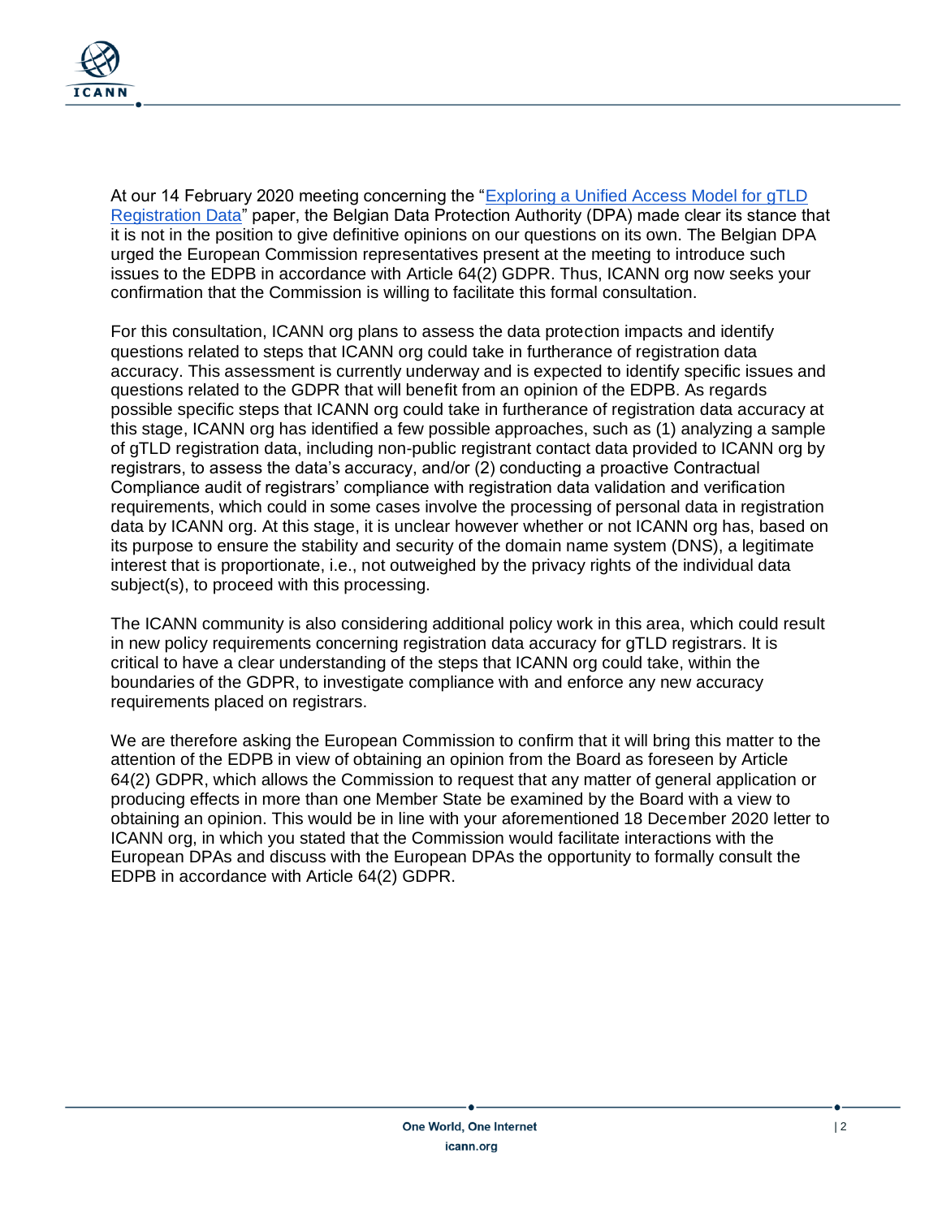At our 14 February 2020 meeting concerning the "Exploring a Unified Access Model for gTLD Registration Data" paper, the Belgian Data Protection Authority (DPA) made clear its stance that it is not in the position to give definitive opinions on our questions on its own. The Belgian DPA urged the European Commission representatives present at the meeting to introduce such issues to the EDPB in accordance with Article 64(2) GDPR. Thus, ICANN org now seeks your confirmation that the Commission is willing to facilitate this formal consultation.

For this consultation, ICANN org plans to assess the data protection impacts and identify questions related to steps that ICANN org could take in furtherance of registration data accuracy. This assessment is currently underway and is expected to identify specific issues and questions related to the GDPR that will benefit from an opinion of the EDPB. As regards possible specific steps that ICANN org could take in furtherance of registration data accuracy at this stage, ICANN org has identified a few possible approaches, such as (1) analyzing a sample of gTLD registration data, including non-public registrant contact data provided to ICANN org by registrars, to assess the data's accuracy, and/or (2) conducting a proactive Contractual Compliance audit of registrars' compliance with registration data validation and verification requirements, which could in some cases involve the processing of personal data in registration data by ICANN org. At this stage, it is unclear however whether or not ICANN org has, based on its purpose to ensure the stability and security of the domain name system (DNS), a legitimate interest that is proportionate, i.e., not outweighed by the privacy rights of the individual data subject(s), to proceed with this processing.

The ICANN community is also considering additional policy work in this area, which could result in new policy requirements concerning registration data accuracy for gTLD registrars. It is critical to have a clear understanding of the steps that ICANN org could take, within the boundaries of the GDPR, to investigate compliance with and enforce any new accuracy requirements placed on registrars.

We are therefore asking the European Commission to confirm that it will bring this matter to the attention of the EDPB in view of obtaining an opinion from the Board as foreseen by Article 64(2) GDPR, which allows the Commission to request that any matter of general application or producing effects in more than one Member State be examined by the Board with a view to obtaining an opinion. This would be in line with your aforementioned 18 December 2020 letter to ICANN org, in which you stated that the Commission would facilitate interactions with the European DPAs and discuss with the European DPAs the opportunity to formally consult the EDPB in accordance with Article 64(2) GDPR.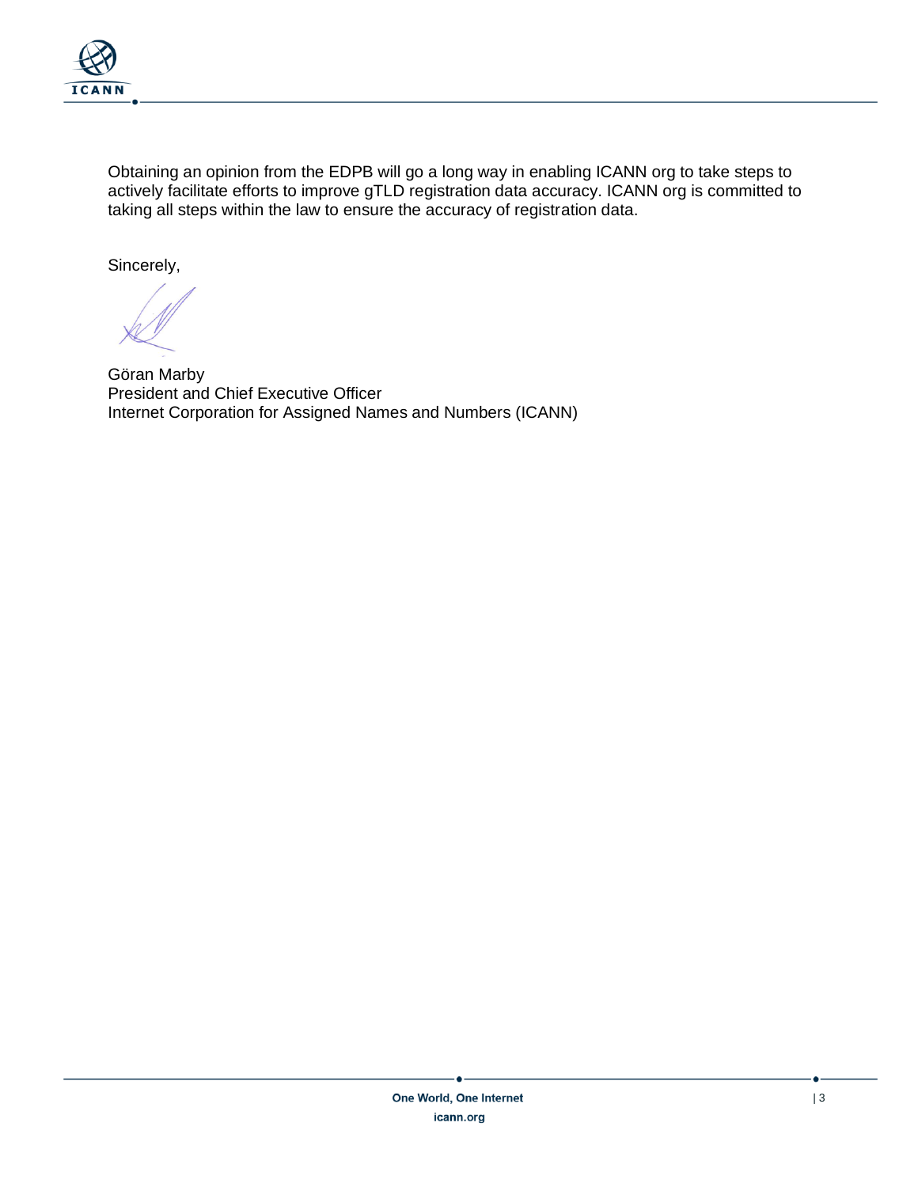Obtaining an opinion from the EDPB will go a long way in enabling ICANN org to take steps to actively facilitate efforts to improve gTLD registration data accuracy. ICANN org is committed to taking all steps within the law to ensure the accuracy of registration data.

Sincerely,

Göran Marby
President and Chief Executive Officer
Internet Corporation for Assigned Names and Numbers (ICANN)